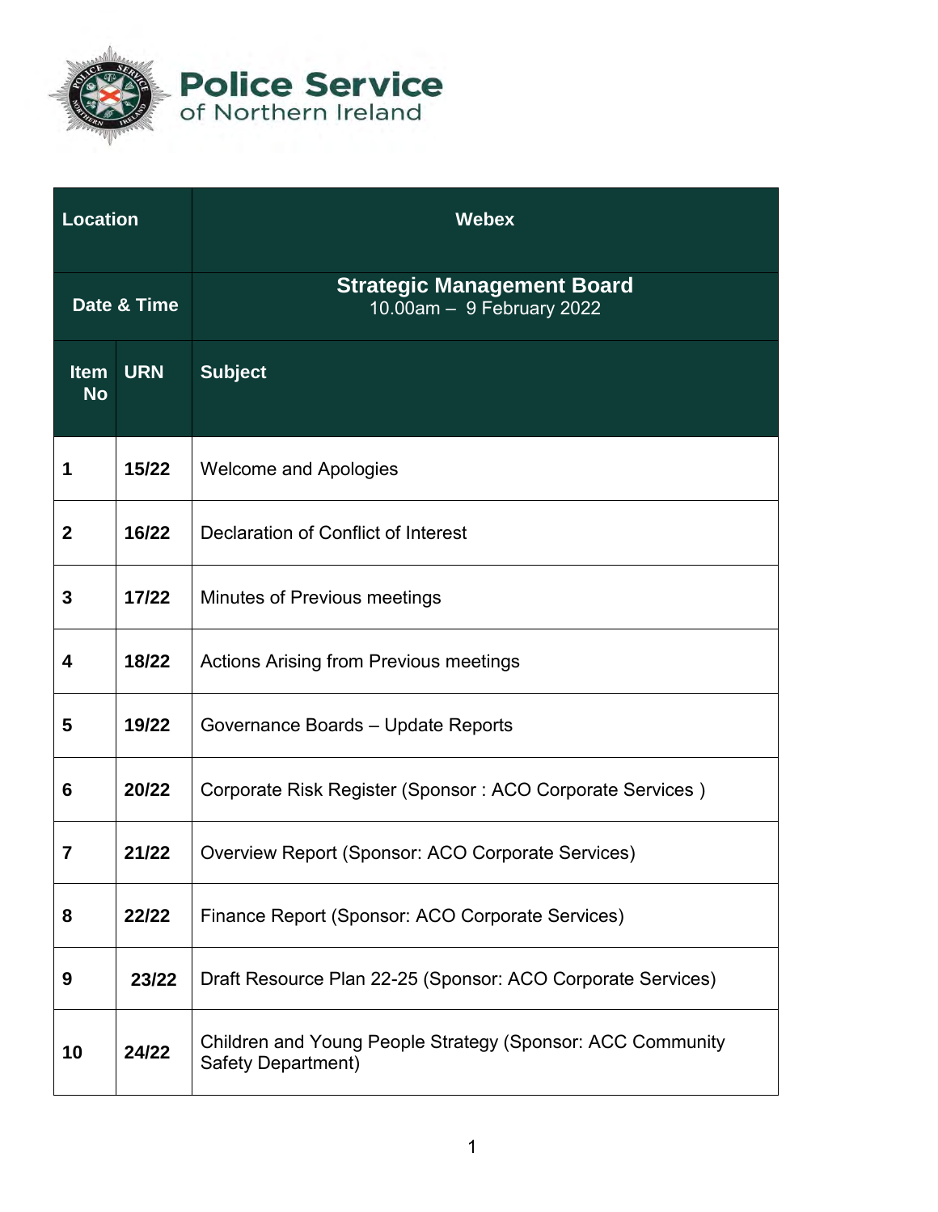# Police Service of Northern Ireland

| Location | | Webex |
|---|---|---|
| Date & Time | | **Strategic Management Board**<br>10.00am – 9 February 2022 |
| **Item No** | **URN** | **Subject** |
| 1 | 15/22 | Welcome and Apologies |
| 2 | 16/22 | Declaration of Conflict of Interest |
| 3 | 17/22 | Minutes of Previous meetings |
| 4 | 18/22 | Actions Arising from Previous meetings |
| 5 | 19/22 | Governance Boards – Update Reports |
| 6 | 20/22 | Corporate Risk Register (Sponsor : ACO Corporate Services ) |
| 7 | 21/22 | Overview Report (Sponsor: ACO Corporate Services) |
| 8 | 22/22 | Finance Report (Sponsor: ACO Corporate Services) |
| 9 | 23/22 | Draft Resource Plan 22-25 (Sponsor: ACO Corporate Services) |
| 10 | 24/22 | Children and Young People Strategy (Sponsor: ACC Community Safety Department) |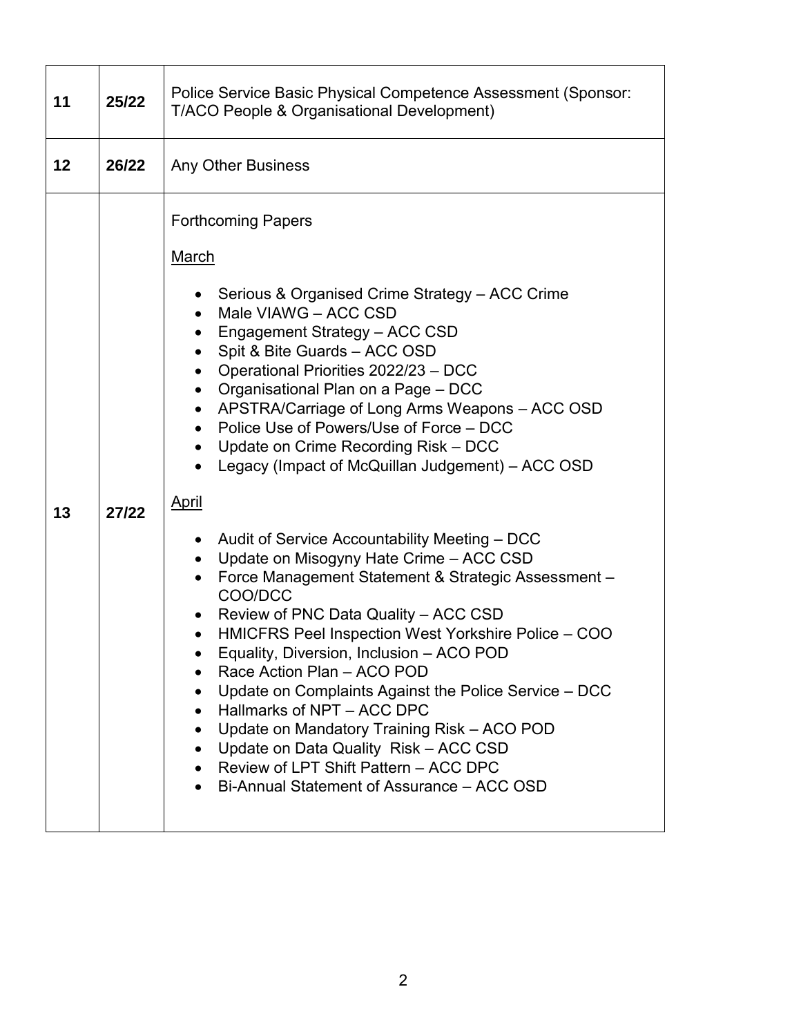| | | |
|---|---|---|
| **11** | **25/22** | Police Service Basic Physical Competence Assessment (Sponsor: T/ACO People & Organisational Development) |
| **12** | **26/22** | Any Other Business |
| **13** | **27/22** | Forthcoming Papers<br><br>March<br><br>• Serious & Organised Crime Strategy – ACC Crime<br>• Male VIAWG – ACC CSD<br>• Engagement Strategy – ACC CSD<br>• Spit & Bite Guards – ACC OSD<br>• Operational Priorities 2022/23 – DCC<br>• Organisational Plan on a Page – DCC<br>• APSTRA/Carriage of Long Arms Weapons – ACC OSD<br>• Police Use of Powers/Use of Force – DCC<br>• Update on Crime Recording Risk – DCC<br>• Legacy (Impact of McQuillan Judgement) – ACC OSD<br><br>April<br><br>• Audit of Service Accountability Meeting – DCC<br>• Update on Misogyny Hate Crime – ACC CSD<br>• Force Management Statement & Strategic Assessment – COO/DCC<br>• Review of PNC Data Quality – ACC CSD<br>• HMICFRS Peel Inspection West Yorkshire Police – COO<br>• Equality, Diversion, Inclusion – ACO POD<br>• Race Action Plan – ACO POD<br>• Update on Complaints Against the Police Service – DCC<br>• Hallmarks of NPT – ACC DPC<br>• Update on Mandatory Training Risk – ACO POD<br>• Update on Data Quality Risk – ACC CSD<br>• Review of LPT Shift Pattern – ACC DPC<br>• Bi-Annual Statement of Assurance – ACC OSD |